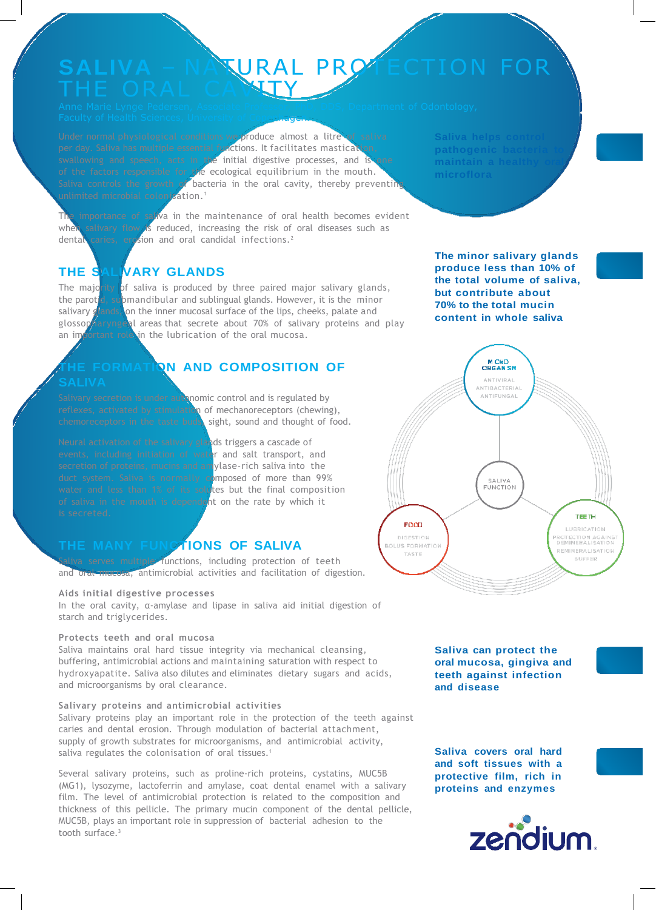# SALIVA – NATURAL PROTECTION FOR THE ORAL CAVITY

Anne Marie Lynge Pedersen, Associate Professor, PhD, Department of Odontology, Faculty of Health Sciences, University of Copenhagen

Under normal physiological conditions we produce almost a litre of saliva per day. Saliva has multiple essential functions. It facilitates mastication, swallowing and speech, acts in the initial digestive processes, and is one of the factors responsible for the ecological equilibrium in the mouth. Saliva controls the growth of bacteria in the oral cavity, thereby preventing unlimited microbial colonisation.[1]

The importance of saliva in the maintenance of oral health becomes evident when salivary flow is reduced, increasing the risk of oral diseases such as dental caries, erosion and oral candidal infections.[2]

**Saliva helps control pathogenic bacteria to maintain a healthy oral microflora**

## THE SALIVARY GLANDS

The majority of saliva is produced by three paired major salivary glands, the parotid, submandibular and sublingual glands. However, it is the minor salivary glands on the inner mucosal surface of the lips, cheeks, palate and glossopharyngeal areas that secrete about 70% of salivary proteins and play an important role in the lubrication of the oral mucosa.

**The minor salivary glands produce less than 10% of the total volume of saliva, but contribute about 70% to the total mucin content in whole saliva**

## THE FORMATION AND COMPOSITION OF SALIVA

Salivary secretion is under autonomic control and is regulated by reflexes, activated by stimulation of mechanoreceptors (chewing), chemoreceptors in the taste buds, sight, sound and thought of food.

Neural activation of the salivary glands triggers a cascade of events, including initiation of water and salt transport, and secretion of proteins, mucins and amylase-rich saliva into the duct system. Saliva is normally composed of more than 99% water and less than 1% of its solutes but the final composition of saliva in the mouth is dependent on the rate by which it is secreted.

## THE MANY FUNCTIONS OF SALIVA

Saliva serves multiple functions, including protection of teeth and oral mucosa, antimicrobial activities and facilitation of digestion.

### Aids initial digestive processes

In the oral cavity, α-amylase and lipase in saliva aid initial digestion of starch and triglycerides.

### Protects teeth and oral mucosa

Saliva maintains oral hard tissue integrity via mechanical cleansing, buffering, antimicrobial actions and maintaining saturation with respect to hydroxyapatite. Saliva also dilutes and eliminates dietary sugars and acids, and microorganisms by oral clearance.

**Saliva can protect the oral mucosa, gingiva and teeth against infection and disease**

### Salivary proteins and antimicrobial activities

Salivary proteins play an important role in the protection of the teeth against caries and dental erosion. Through modulation of bacterial attachment, supply of growth substrates for microorganisms, and antimicrobial activity, saliva regulates the colonisation of oral tissues.[1]

Several salivary proteins, such as proline-rich proteins, cystatins, MUC5B (MG1), lysozyme, lactoferrin and amylase, coat dental enamel with a salivary film. The level of antimicrobial protection is related to the composition and thickness of this pellicle. The primary mucin component of the dental pellicle, MUC5B, plays an important role in suppression of bacterial adhesion to the tooth surface.[3]

**Saliva covers oral hard and soft tissues with a protective film, rich in proteins and enzymes**

SALIVA FUNCTION

- MICROORGANISM: ANTIVIRAL, ANTIBACTERIAL, ANTIFUNGAL
- FOOD: DIGESTION, BOLUS FORMATION, TASTE
- TEETH: LUBRICATION, PROTECTION AGAINST DEMINERALISATION, REMINERALISATION, BUFFER

zendium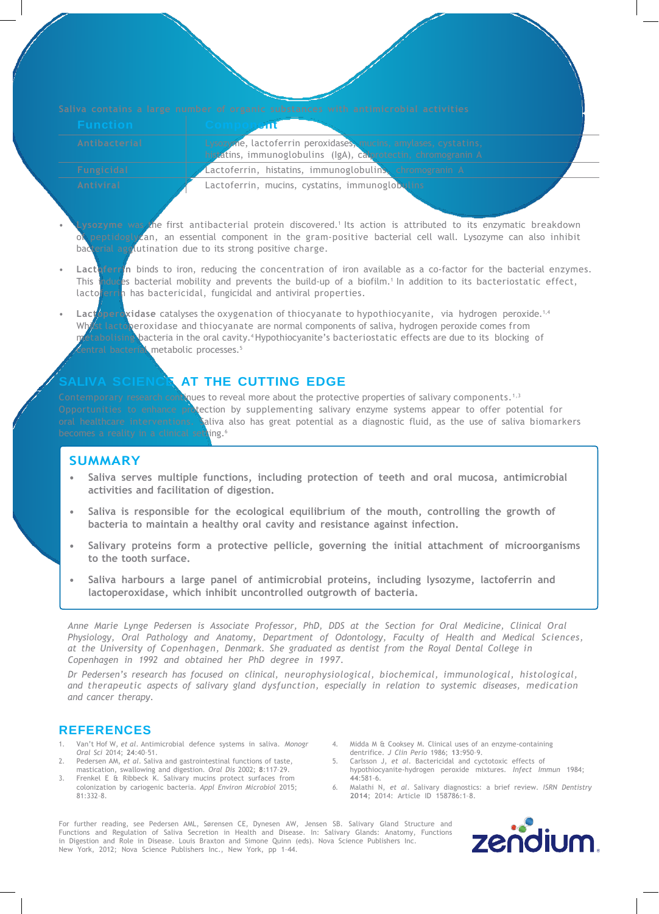Saliva contains a large number of organic substances with antimicrobial activities

| Function | Component |
| --- | --- |
| Antibacterial | Lysozyme, lactoferrin peroxidases, mucins, amylases, cystatins, histatins, immunoglobulins (IgA), calprotectin, chromogranin A |
| Fungicidal | Lactoferrin, histatins, immunoglobulins, chromogranin A |
| Antiviral | Lactoferrin, mucins, cystatins, immunoglobulins |

- **Lysozyme** was the first antibacterial protein discovered.[1] Its action is attributed to its enzymatic breakdown of peptidoglycan, an essential component in the gram-positive bacterial cell wall. Lysozyme can also inhibit bacterial agglutination due to its strong positive charge.
- **Lactoferrin** binds to iron, reducing the concentration of iron available as a co-factor for the bacterial enzymes. This induces bacterial mobility and prevents the build-up of a biofilm.[1] In addition to its bacteriostatic effect, lactoferrin has bactericidal, fungicidal and antiviral properties.
- **Lactoperoxidase** catalyses the oxygenation of thiocyanate to hypothiocyanite, via hydrogen peroxide.[1,4] Whilst lactoperoxidase and thiocyanate are normal components of saliva, hydrogen peroxide comes from metabolising bacteria in the oral cavity.[4] Hypothiocyanite's bacteriostatic effects are due to its blocking of central bacterial metabolic processes.[5]

## SALIVA SCIENCE AT THE CUTTING EDGE

Contemporary research continues to reveal more about the protective properties of salivary components.[1,3] Opportunities to enhance protection by supplementing salivary enzyme systems appear to offer potential for oral healthcare interventions. Saliva also has great potential as a diagnostic fluid, as the use of saliva biomarkers becomes a reality in a clinical setting.[6]

## SUMMARY

- **Saliva serves multiple functions, including protection of teeth and oral mucosa, antimicrobial activities and facilitation of digestion.**
- **Saliva is responsible for the ecological equilibrium of the mouth, controlling the growth of bacteria to maintain a healthy oral cavity and resistance against infection.**
- **Salivary proteins form a protective pellicle, governing the initial attachment of microorganisms to the tooth surface.**
- **Saliva harbours a large panel of antimicrobial proteins, including lysozyme, lactoferrin and lactoperoxidase, which inhibit uncontrolled outgrowth of bacteria.**

*Anne Marie Lynge Pedersen is Associate Professor, PhD, DDS at the Section for Oral Medicine, Clinical Oral Physiology, Oral Pathology and Anatomy, Department of Odontology, Faculty of Health and Medical Sciences, at the University of Copenhagen, Denmark. She graduated as dentist from the Royal Dental College in Copenhagen in 1992 and obtained her PhD degree in 1997.*

*Dr Pedersen's research has focused on clinical, neurophysiological, biochemical, immunological, histological, and therapeutic aspects of salivary gland dysfunction, especially in relation to systemic diseases, medication and cancer therapy.*

## REFERENCES

1. Van't Hof W, *et al*. Antimicrobial defence systems in saliva. *Monogr Oral Sci* 2014; **24**:40–51.
2. Pedersen AM, *et al*. Saliva and gastrointestinal functions of taste, mastication, swallowing and digestion. *Oral Dis* 2002; **8**:117–29.
3. Frenkel E & Ribbeck K. Salivary mucins protect surfaces from colonization by cariogenic bacteria. *Appl Environ Microbiol* 2015; 81:332–8.
4. Midda M & Cooksey M. Clinical uses of an enzyme-containing dentrifice. *J Clin Perio* 1986; **13**:950–9.
5. Carlsson J, *et al*. Bactericidal and cyctotoxic effects of hypothiocyanite-hydrogen peroxide mixtures. *Infect Immun* 1984; **44**:581–6.
6. Malathi N, *et al*. Salivary diagnostics: a brief review. *ISRN Dentistry* **2014**; 2014: Article ID 158786:1–8.

For further reading, see Pedersen AML, Sørensen CE, Dynesen AW, Jensen SB. Salivary Gland Structure and Functions and Regulation of Saliva Secretion in Health and Disease. In: Salivary Glands: Anatomy, Functions in Digestion and Role in Disease. Louis Braxton and Simone Quinn (eds). Nova Science Publishers Inc. New York, 2012; Nova Science Publishers Inc., New York, pp 1–44.

zendium.